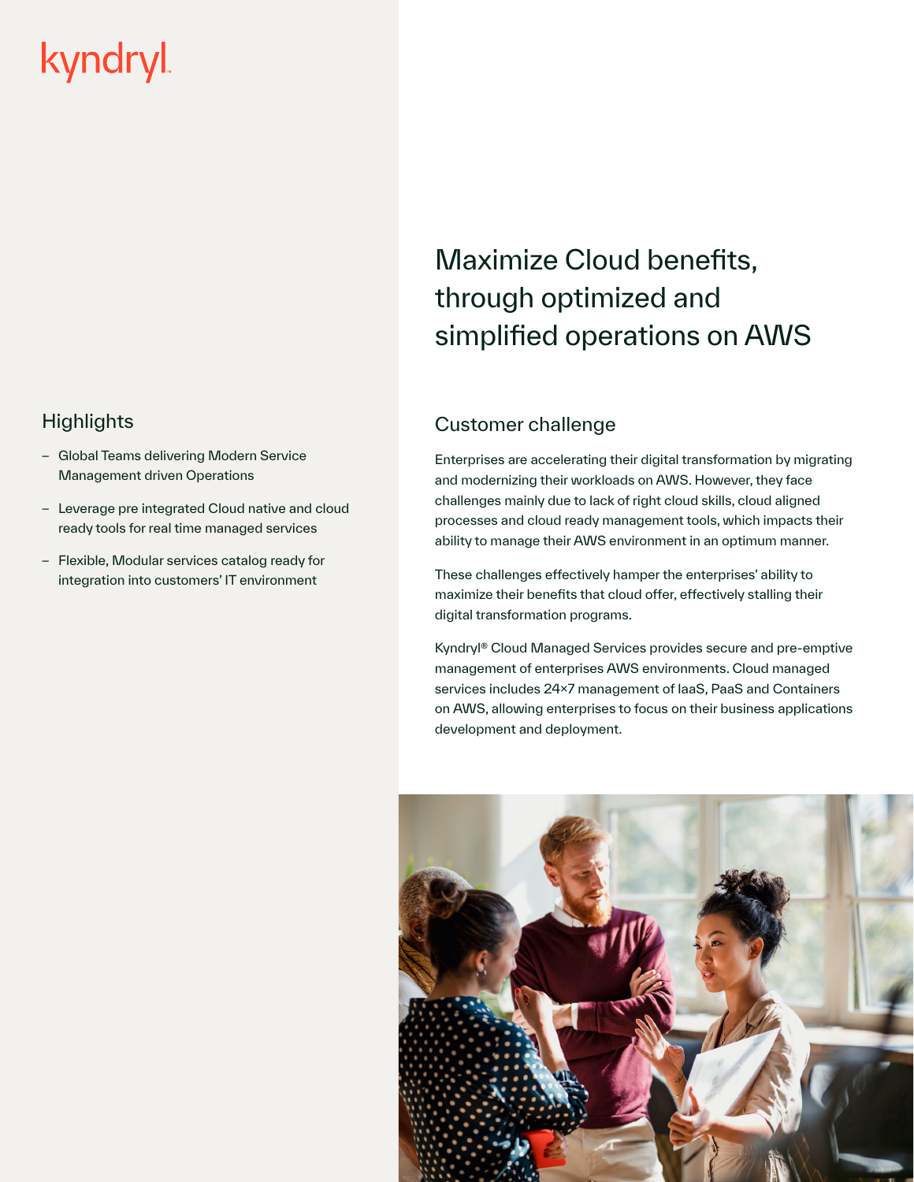kyndryl

# Maximize Cloud benefits, through optimized and simplified operations on AWS

## Highlights

- Global Teams delivering Modern Service Management driven Operations
- Leverage pre integrated Cloud native and cloud ready tools for real time managed services
- Flexible, Modular services catalog ready for integration into customers' IT environment

## Customer challenge

Enterprises are accelerating their digital transformation by migrating and modernizing their workloads on AWS. However, they face challenges mainly due to lack of right cloud skills, cloud aligned processes and cloud ready management tools, which impacts their ability to manage their AWS environment in an optimum manner.

These challenges effectively hamper the enterprises' ability to maximize their benefits that cloud offer, effectively stalling their digital transformation programs.

Kyndryl® Cloud Managed Services provides secure and pre-emptive management of enterprises AWS environments. Cloud managed services includes 24×7 management of IaaS, PaaS and Containers on AWS, allowing enterprises to focus on their business applications development and deployment.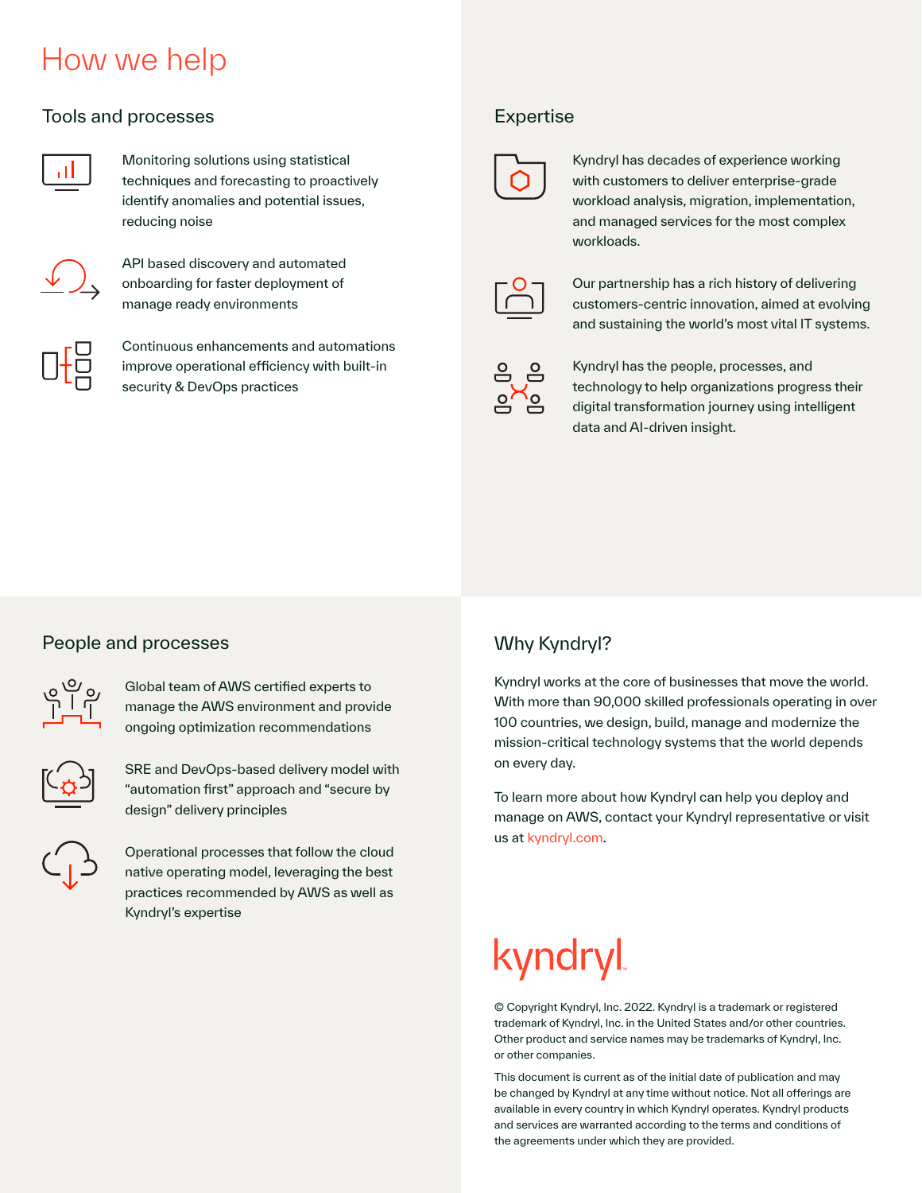# How we help

## Tools and processes

Monitoring solutions using statistical techniques and forecasting to proactively identify anomalies and potential issues, reducing noise

API based discovery and automated onboarding for faster deployment of manage ready environments

Continuous enhancements and automations improve operational efficiency with built-in security & DevOps practices

## Expertise

Kyndryl has decades of experience working with customers to deliver enterprise-grade workload analysis, migration, implementation, and managed services for the most complex workloads.

Our partnership has a rich history of delivering customers-centric innovation, aimed at evolving and sustaining the world's most vital IT systems.

Kyndryl has the people, processes, and technology to help organizations progress their digital transformation journey using intelligent data and AI-driven insight.

## People and processes

Global team of AWS certified experts to manage the AWS environment and provide ongoing optimization recommendations

SRE and DevOps-based delivery model with "automation first" approach and "secure by design" delivery principles

Operational processes that follow the cloud native operating model, leveraging the best practices recommended by AWS as well as Kyndryl's expertise

## Why Kyndryl?

Kyndryl works at the core of businesses that move the world. With more than 90,000 skilled professionals operating in over 100 countries, we design, build, manage and modernize the mission-critical technology systems that the world depends on every day.

To learn more about how Kyndryl can help you deploy and manage on AWS, contact your Kyndryl representative or visit us at kyndryl.com.

kyndryl

© Copyright Kyndryl, Inc. 2022. Kyndryl is a trademark or registered trademark of Kyndryl, Inc. in the United States and/or other countries. Other product and service names may be trademarks of Kyndryl, Inc. or other companies.

This document is current as of the initial date of publication and may be changed by Kyndryl at any time without notice. Not all offerings are available in every country in which Kyndryl operates. Kyndryl products and services are warranted according to the terms and conditions of the agreements under which they are provided.